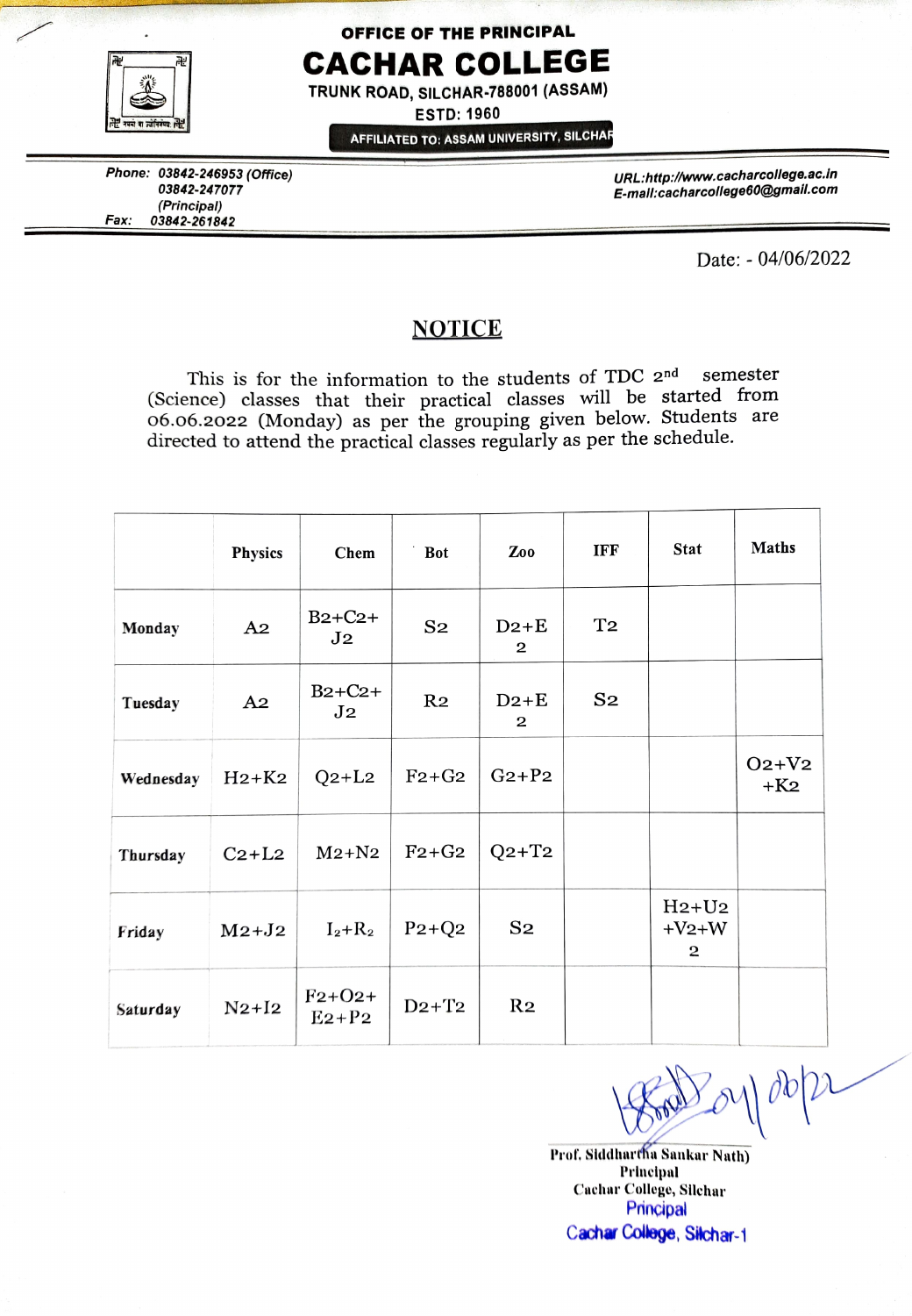OFFICE OF THE PRINCIPAL

# CACHAR COLLEGE

TRUNK ROAD, SILCHAR-788001 (ASSAM)

ESTD: 1960

AFFILIATED TO: ASSAM UNIVERSITY, SILCHAR

*Phone: 03842-246953 (Office)*
*03842-247077*
*(Principal)*
*Fax: 03842-261842*

*URL:http://www.cacharcollege.ac.in*
*E-mail:cacharcollege60@gmail.com*

Date: - 04/06/2022

## NOTICE

This is for the information to the students of TDC 2nd semester (Science) classes that their practical classes will be started from 06.06.2022 (Monday) as per the grouping given below. Students are directed to attend the practical classes regularly as per the schedule.

| | Physics | Chem | Bot | Zoo | IFF | Stat | Maths |
|---|---|---|---|---|---|---|---|
| Monday | A2 | B2+C2+J2 | S2 | D2+E2 | T2 | | |
| Tuesday | A2 | B2+C2+J2 | R2 | D2+E2 | S2 | | |
| Wednesday | H2+K2 | Q2+L2 | F2+G2 | G2+P2 | | | O2+V2+K2 |
| Thursday | C2+L2 | M2+N2 | F2+G2 | Q2+T2 | | | |
| Friday | M2+J2 | I2+R2 | P2+Q2 | S2 | | H2+U2+V2+W2 | |
| Saturday | N2+I2 | F2+O2+E2+P2 | D2+T2 | R2 | | | |

04/06/22

Prof. Siddhartha Sankar Nath)
Principal
Cachar College, Silchar
Principal
Cachar College, Silchar-1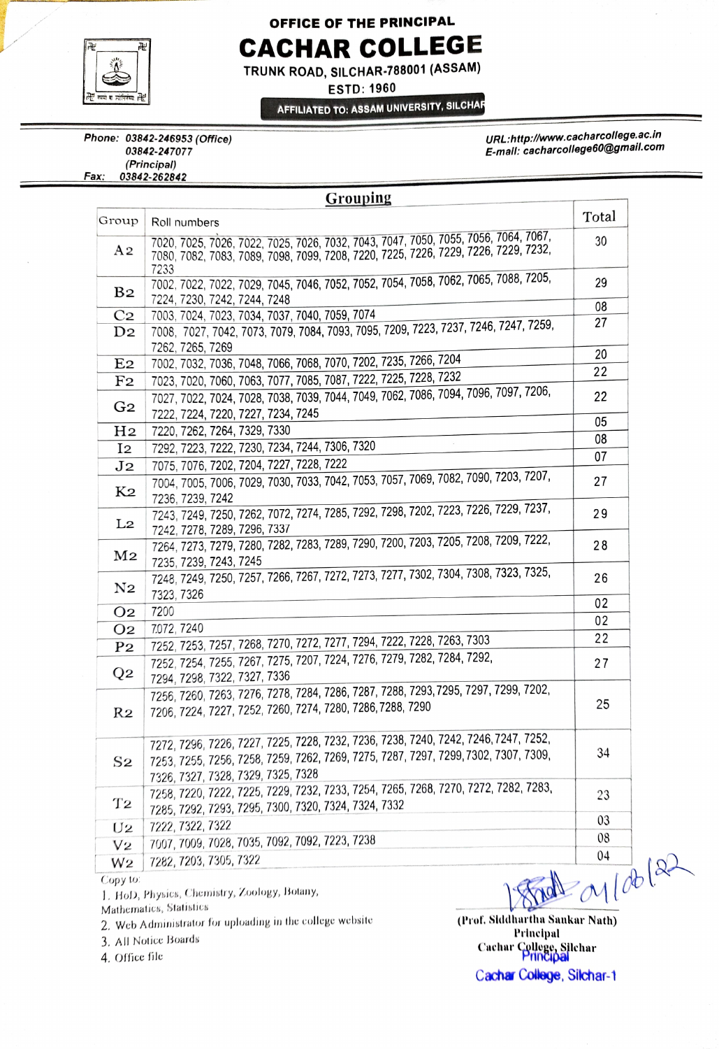OFFICE OF THE PRINCIPAL

# CACHAR COLLEGE

TRUNK ROAD, SILCHAR-788001 (ASSAM)

ESTD: 1960

AFFILIATED TO: ASSAM UNIVERSITY, SILCHAR

Phone: 03842-246953 (Office)
03842-247077
(Principal)
Fax: 03842-262842

URL:http://www.cacharcollege.ac.in
E-mail: cacharcollege60@gmail.com

## Grouping

| Group | Roll numbers | Total |
|---|---|---|
| A2 | 7020, 7025, 7026, 7022, 7025, 7026, 7032, 7043, 7047, 7050, 7055, 7056, 7064, 7067, 7080, 7082, 7083, 7089, 7098, 7099, 7208, 7220, 7225, 7226, 7229, 7226, 7229, 7232, 7233 | 30 |
| B2 | 7002, 7022, 7022, 7029, 7045, 7046, 7052, 7052, 7054, 7058, 7062, 7065, 7088, 7205, 7224, 7230, 7242, 7244, 7248 | 29 |
| C2 | 7003, 7024, 7023, 7034, 7037, 7040, 7059, 7074 | 08 |
| D2 | 7008, 7027, 7042, 7073, 7079, 7084, 7093, 7095, 7209, 7223, 7237, 7246, 7247, 7259, 7262, 7265, 7269 | 27 |
| E2 | 7002, 7032, 7036, 7048, 7066, 7068, 7070, 7202, 7235, 7266, 7204 | 20 |
| F2 | 7023, 7020, 7060, 7063, 7077, 7085, 7087, 7222, 7225, 7228, 7232 | 22 |
| G2 | 7027, 7022, 7024, 7028, 7038, 7039, 7044, 7049, 7062, 7086, 7094, 7096, 7097, 7206, 7222, 7224, 7220, 7227, 7234, 7245 | 22 |
| H2 | 7220, 7262, 7264, 7329, 7330 | 05 |
| I2 | 7292, 7223, 7222, 7230, 7234, 7244, 7306, 7320 | 08 |
| J2 | 7075, 7076, 7202, 7204, 7227, 7228, 7222 | 07 |
| K2 | 7004, 7005, 7006, 7029, 7030, 7033, 7042, 7053, 7057, 7069, 7082, 7090, 7203, 7207, 7236, 7239, 7242 | 27 |
| L2 | 7243, 7249, 7250, 7262, 7072, 7274, 7285, 7292, 7298, 7202, 7223, 7226, 7229, 7237, 7242, 7278, 7289, 7296, 7337 | 29 |
| M2 | 7264, 7273, 7279, 7280, 7282, 7283, 7289, 7290, 7200, 7203, 7205, 7208, 7209, 7222, 7235, 7239, 7243, 7245 | 28 |
| N2 | 7248, 7249, 7250, 7257, 7266, 7267, 7272, 7273, 7277, 7302, 7304, 7308, 7323, 7325, 7323, 7326 | 26 |
| O2 | 7200 | 02 |
| O2 | 7072, 7240 | 02 |
| P2 | 7252, 7253, 7257, 7268, 7270, 7272, 7277, 7294, 7222, 7228, 7263, 7303 | 22 |
| Q2 | 7252, 7254, 7255, 7267, 7275, 7207, 7224, 7276, 7279, 7282, 7284, 7292, 7294, 7298, 7322, 7327, 7336 | 27 |
| R2 | 7256, 7260, 7263, 7276, 7278, 7284, 7286, 7287, 7288, 7293, 7295, 7297, 7299, 7202, 7206, 7224, 7227, 7252, 7260, 7274, 7280, 7286, 7288, 7290 | 25 |
| S2 | 7272, 7296, 7226, 7227, 7225, 7228, 7232, 7236, 7238, 7240, 7242, 7246, 7247, 7252, 7253, 7255, 7256, 7258, 7259, 7262, 7269, 7275, 7287, 7297, 7299, 7302, 7307, 7309, 7326, 7327, 7328, 7329, 7325, 7328 | 34 |
| T2 | 7258, 7220, 7222, 7225, 7229, 7232, 7233, 7254, 7265, 7268, 7270, 7272, 7282, 7283, 7285, 7292, 7293, 7295, 7300, 7320, 7324, 7324, 7332 | 23 |
| U2 | 7222, 7322, 7322 | 03 |
| V2 | 7007, 7009, 7028, 7035, 7092, 7092, 7223, 7238 | 08 |
| W2 | 7282, 7203, 7305, 7322 | 04 |

Copy to:

1. HoD, Physics, Chemistry, Zoology, Botany, Mathematics, Statistics
2. Web Administrator for uploading in the college website
3. All Notice Boards
4. Office file

01/08/22

(Prof. Siddhartha Sankar Nath)
Principal
Cachar College, Silchar

Principal
Cachar College, Silchar-1